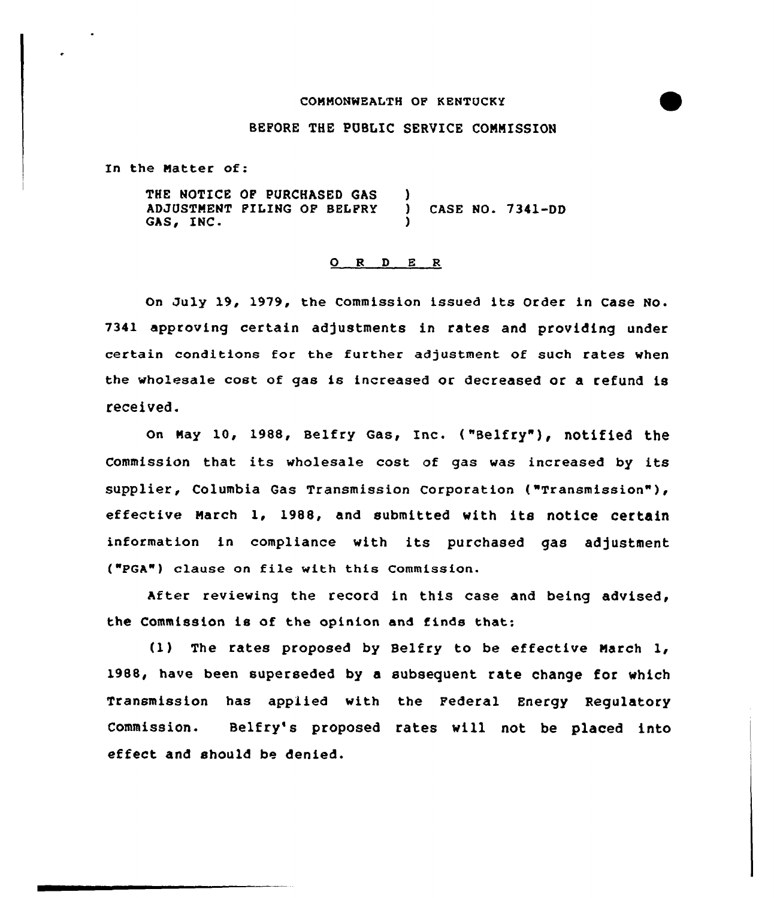COMMONWEALTH OF KENTUCKY

BEFORE THE PUBLIC SERVICE COMMISSION

In the Matter of:

THE NOTICE OF PURCHASED GAS ADJUSTMENT FILING OF BELFRY GAS, INC. ) CASE NO. 7341-DD

# O R D E R

On July 19, 1979, the Commission issued its Order in Case No. 7341 approving certain adjustments in rates and providing under certain conditions for the further adjustment of such rates when the wholesale cost of gas is increased or decreased or a refund is received.

On May 10, 1988, Belfry Gas, Inc. ("Belfry"), notified the Commission that its wholesale cost of gas was increased by its supplier, Columbia Gas Transmission Corporation ("Transmission"), effective March 1, 1988, and submitted with its notice certain information in compliance with its purchased gas adjustment ("PGA") clause on file with this Commission.

After reviewing the record in this case and being advised, the Commission is of the opinion and finds that:

(1) The rates proposed by Belfry to be effective March 1, 1988, have been superseded by a subsequent rate change for which Transmission has applied with the Federal Energy Regulatory Commission. Belfry's proposed rates will not be placed into effect and should be denied.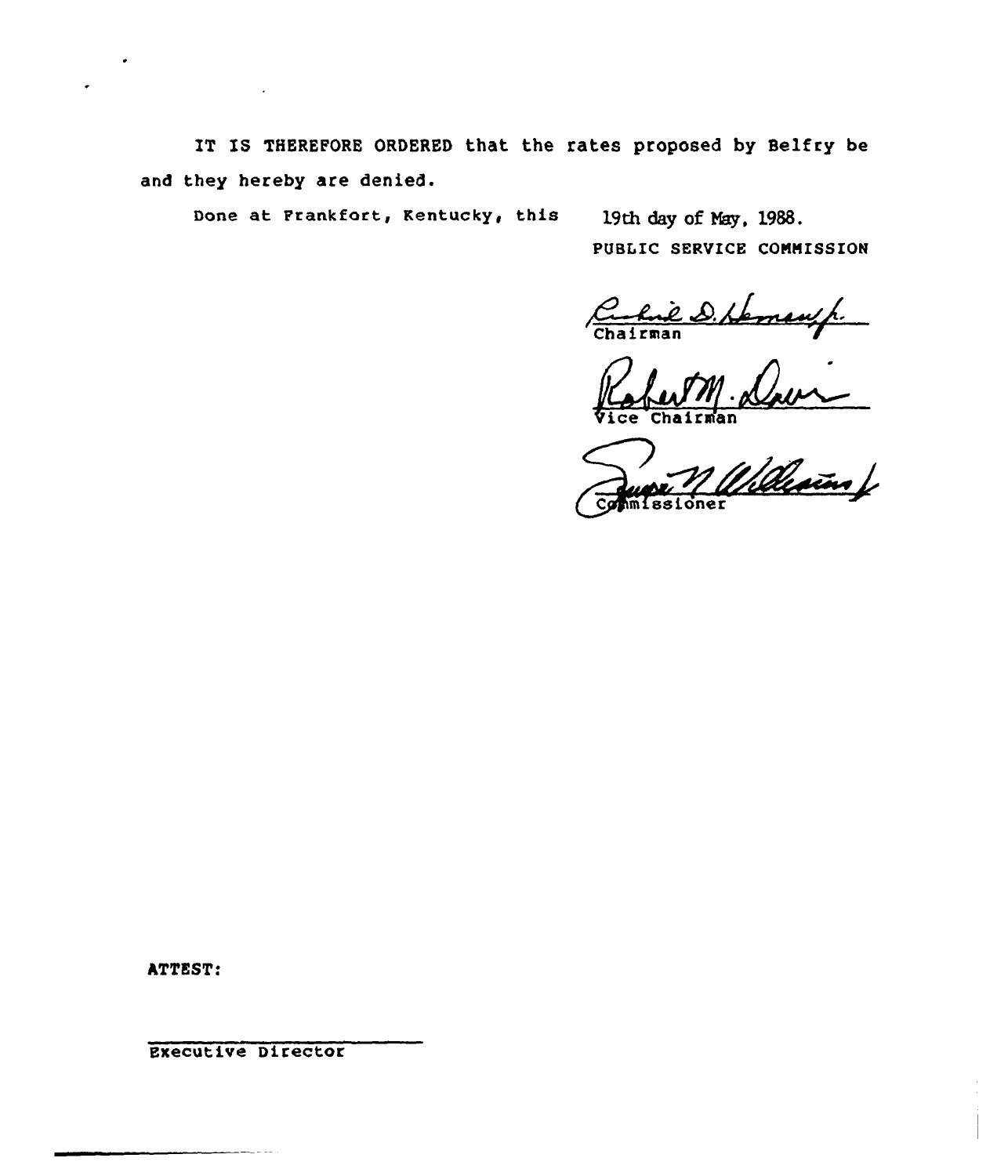IT IS THEREFORE ORDERED that the rates proposed by Belfry be and they hereby are denied.

Done at Frankfort, Kentucky, this 19th day of May, 1988.

PUBLIC SERVICE COMMISSION

Chairman

Vice Chairman

Commissioner

ATTEST:

Executive Director